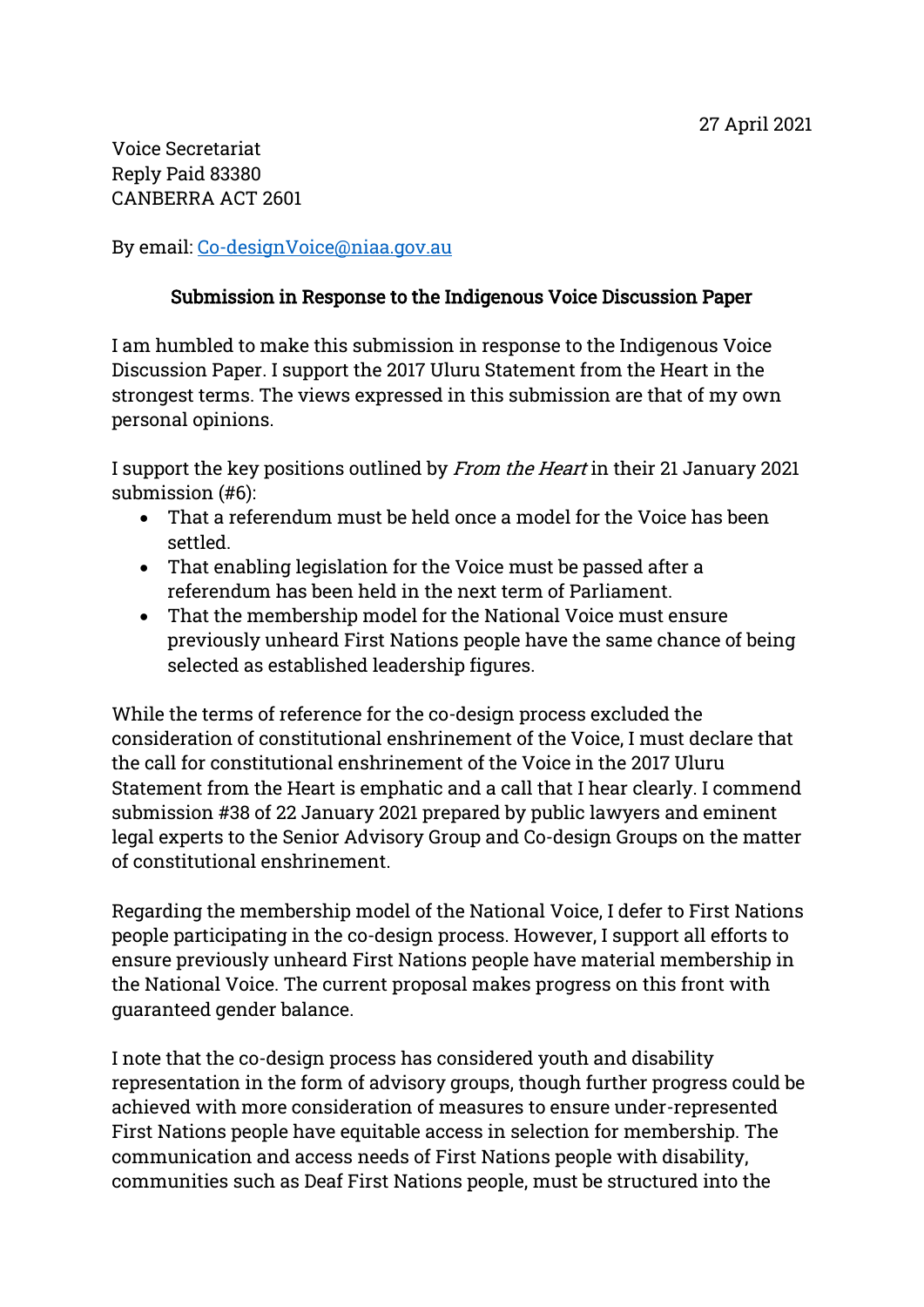27 April 2021

Voice Secretariat
Reply Paid 83380
CANBERRA ACT 2601

By email: [Co-designVoice@niaa.gov.au](mailto:Co-designVoice@niaa.gov.au)

## Submission in Response to the Indigenous Voice Discussion Paper

I am humbled to make this submission in response to the Indigenous Voice Discussion Paper. I support the 2017 Uluru Statement from the Heart in the strongest terms. The views expressed in this submission are that of my own personal opinions.

I support the key positions outlined by *From the Heart* in their 21 January 2021 submission (#6):

- That a referendum must be held once a model for the Voice has been settled.
- That enabling legislation for the Voice must be passed after a referendum has been held in the next term of Parliament.
- That the membership model for the National Voice must ensure previously unheard First Nations people have the same chance of being selected as established leadership figures.

While the terms of reference for the co-design process excluded the consideration of constitutional enshrinement of the Voice, I must declare that the call for constitutional enshrinement of the Voice in the 2017 Uluru Statement from the Heart is emphatic and a call that I hear clearly. I commend submission #38 of 22 January 2021 prepared by public lawyers and eminent legal experts to the Senior Advisory Group and Co-design Groups on the matter of constitutional enshrinement.

Regarding the membership model of the National Voice, I defer to First Nations people participating in the co-design process. However, I support all efforts to ensure previously unheard First Nations people have material membership in the National Voice. The current proposal makes progress on this front with guaranteed gender balance.

I note that the co-design process has considered youth and disability representation in the form of advisory groups, though further progress could be achieved with more consideration of measures to ensure under-represented First Nations people have equitable access in selection for membership. The communication and access needs of First Nations people with disability, communities such as Deaf First Nations people, must be structured into the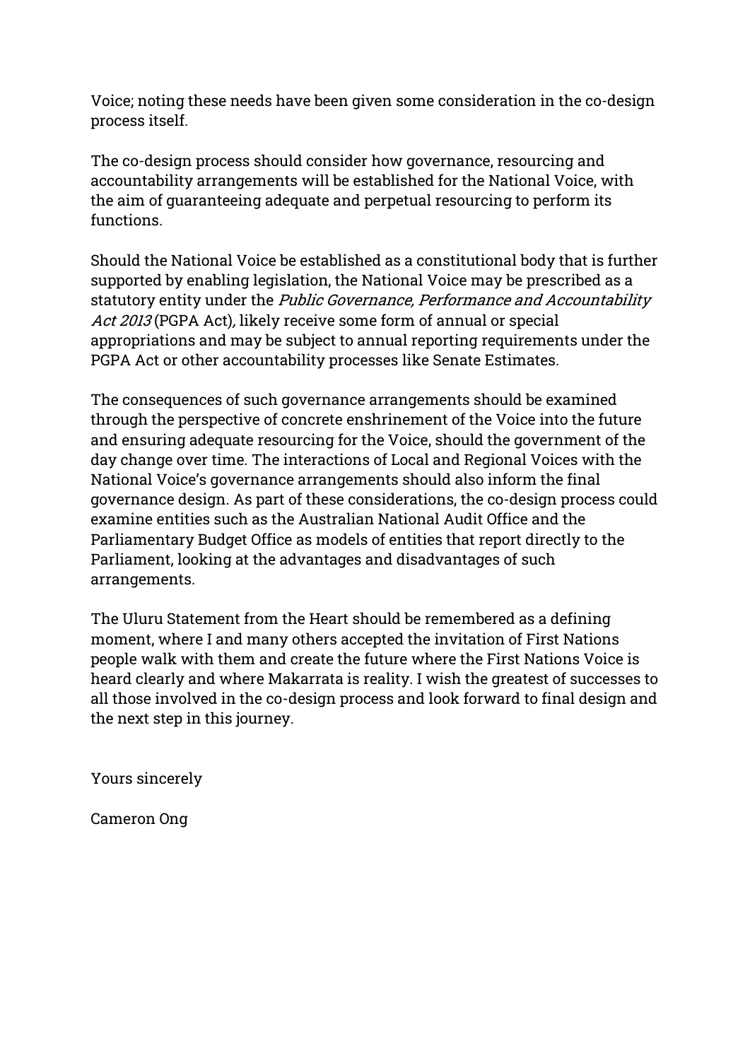Voice; noting these needs have been given some consideration in the co-design process itself.

The co-design process should consider how governance, resourcing and accountability arrangements will be established for the National Voice, with the aim of guaranteeing adequate and perpetual resourcing to perform its functions.

Should the National Voice be established as a constitutional body that is further supported by enabling legislation, the National Voice may be prescribed as a statutory entity under the *Public Governance, Performance and Accountability Act 2013* (PGPA Act), likely receive some form of annual or special appropriations and may be subject to annual reporting requirements under the PGPA Act or other accountability processes like Senate Estimates.

The consequences of such governance arrangements should be examined through the perspective of concrete enshrinement of the Voice into the future and ensuring adequate resourcing for the Voice, should the government of the day change over time. The interactions of Local and Regional Voices with the National Voice's governance arrangements should also inform the final governance design. As part of these considerations, the co-design process could examine entities such as the Australian National Audit Office and the Parliamentary Budget Office as models of entities that report directly to the Parliament, looking at the advantages and disadvantages of such arrangements.

The Uluru Statement from the Heart should be remembered as a defining moment, where I and many others accepted the invitation of First Nations people walk with them and create the future where the First Nations Voice is heard clearly and where Makarrata is reality. I wish the greatest of successes to all those involved in the co-design process and look forward to final design and the next step in this journey.

Yours sincerely

Cameron Ong